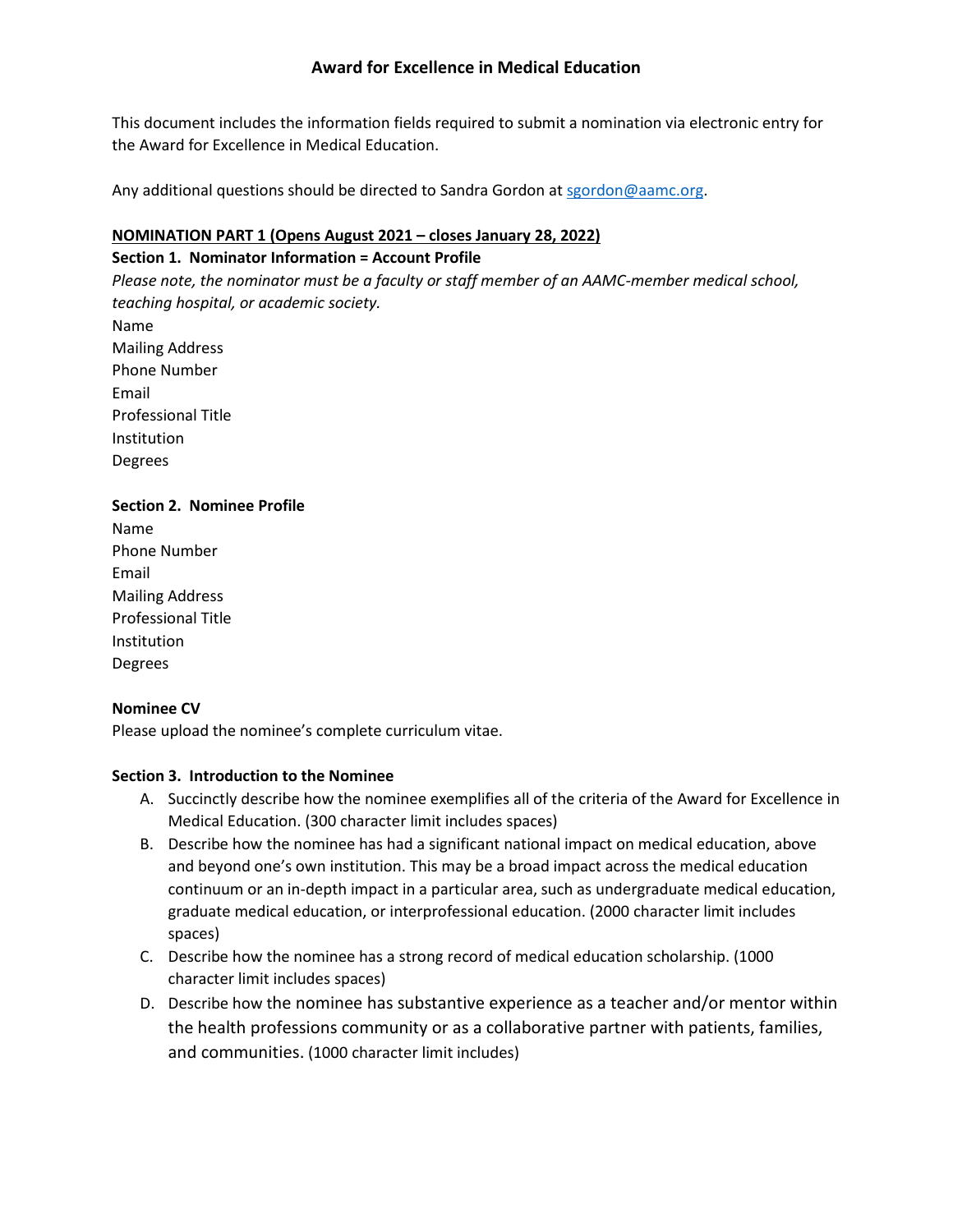# Award for Excellence in Medical Education

This document includes the information fields required to submit a nomination via electronic entry for the Award for Excellence in Medical Education.

Any additional questions should be directed to Sandra Gordon at sgordon@aamc.org.

**NOMINATION PART 1 (Opens August 2021 – closes January 28, 2022)**

**Section 1. Nominator Information = Account Profile**

*Please note, the nominator must be a faculty or staff member of an AAMC-member medical school, teaching hospital, or academic society.*

Name
Mailing Address
Phone Number
Email
Professional Title
Institution
Degrees

**Section 2. Nominee Profile**

Name
Phone Number
Email
Mailing Address
Professional Title
Institution
Degrees

**Nominee CV**

Please upload the nominee's complete curriculum vitae.

**Section 3. Introduction to the Nominee**

A. Succinctly describe how the nominee exemplifies all of the criteria of the Award for Excellence in Medical Education. (300 character limit includes spaces)
B. Describe how the nominee has had a significant national impact on medical education, above and beyond one's own institution. This may be a broad impact across the medical education continuum or an in-depth impact in a particular area, such as undergraduate medical education, graduate medical education, or interprofessional education. (2000 character limit includes spaces)
C. Describe how the nominee has a strong record of medical education scholarship. (1000 character limit includes spaces)
D. Describe how the nominee has substantive experience as a teacher and/or mentor within the health professions community or as a collaborative partner with patients, families, and communities. (1000 character limit includes)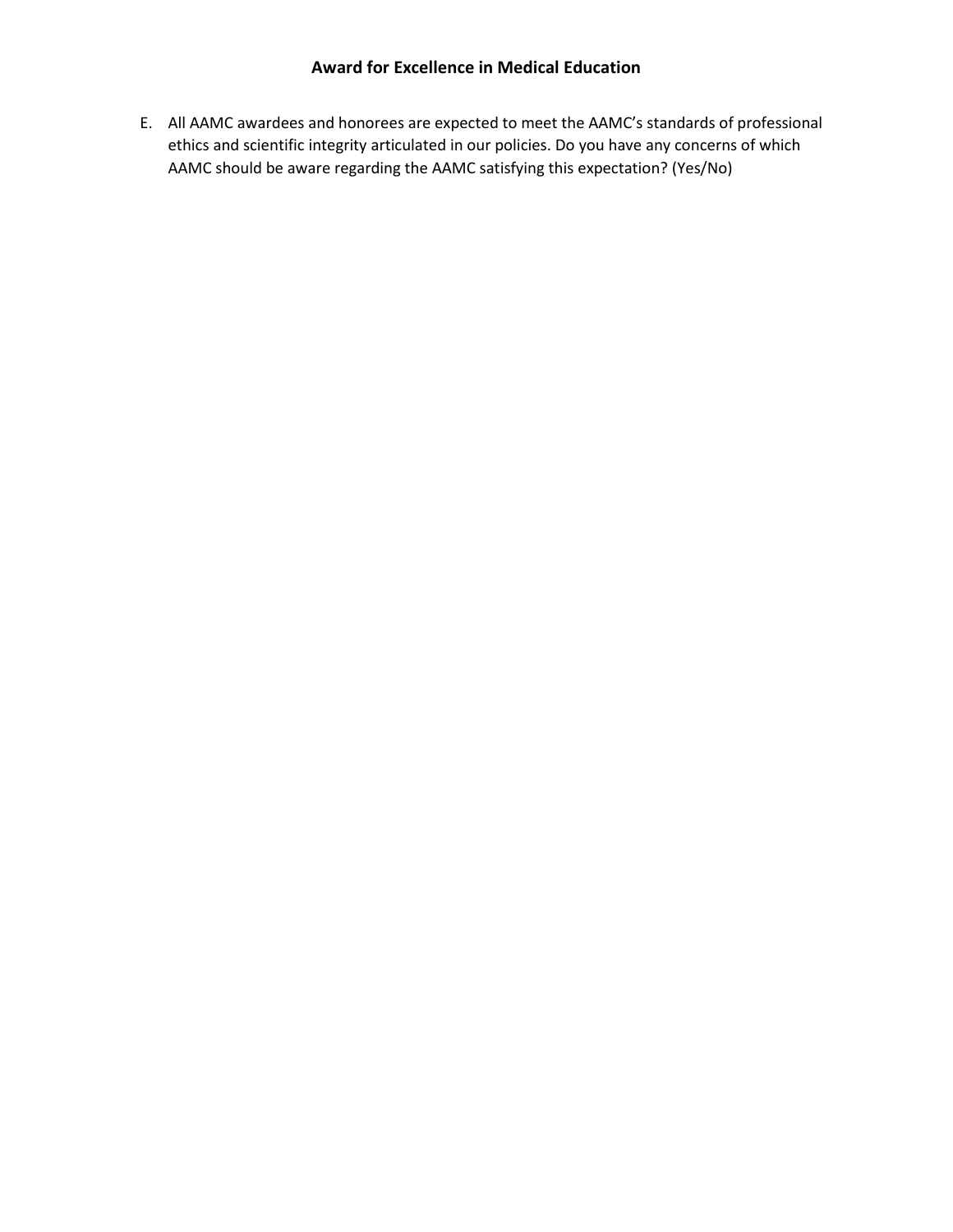**Award for Excellence in Medical Education**

E. All AAMC awardees and honorees are expected to meet the AAMC's standards of professional ethics and scientific integrity articulated in our policies. Do you have any concerns of which AAMC should be aware regarding the AAMC satisfying this expectation? (Yes/No)